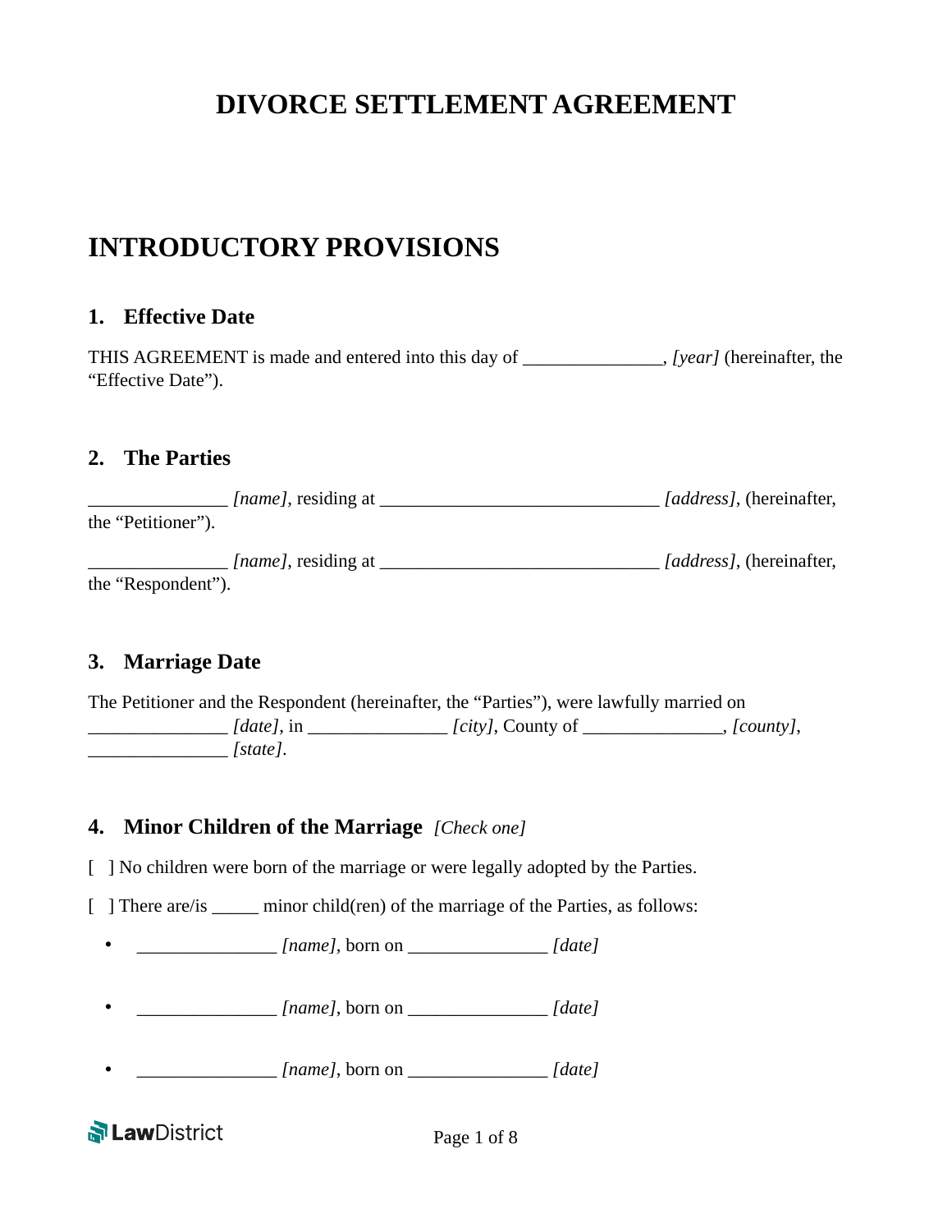# DIVORCE SETTLEMENT AGREEMENT

## INTRODUCTORY PROVISIONS

### 1. Effective Date

THIS AGREEMENT is made and entered into this day of _______________, *[year]* (hereinafter, the "Effective Date").

### 2. The Parties

_______________ *[name]*, residing at ______________________________ *[address]*, (hereinafter, the "Petitioner").

_______________ *[name]*, residing at ______________________________ *[address]*, (hereinafter, the "Respondent").

### 3. Marriage Date

The Petitioner and the Respondent (hereinafter, the "Parties"), were lawfully married on _______________ *[date]*, in _______________ *[city]*, County of _______________, *[county]*, _______________ *[state]*.

### 4. Minor Children of the Marriage *[Check one]*

[ ] No children were born of the marriage or were legally adopted by the Parties.

[ ] There are/is _____ minor child(ren) of the marriage of the Parties, as follows:

- _______________ *[name]*, born on _______________ *[date]*
- _______________ *[name]*, born on _______________ *[date]*
- _______________ *[name]*, born on _______________ *[date]*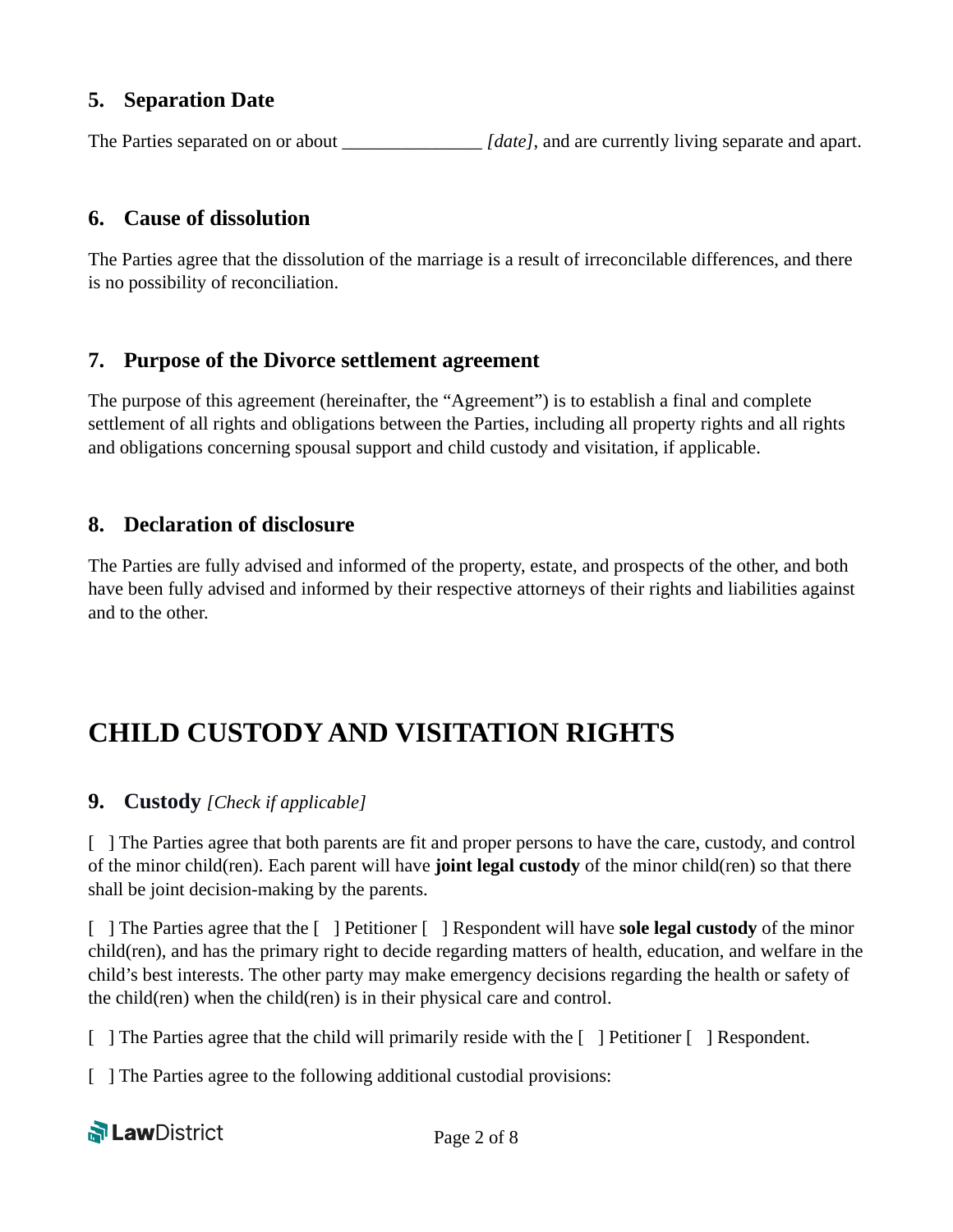### 5. Separation Date

The Parties separated on or about _______________ *[date]*, and are currently living separate and apart.

### 6. Cause of dissolution

The Parties agree that the dissolution of the marriage is a result of irreconcilable differences, and there is no possibility of reconciliation.

### 7. Purpose of the Divorce settlement agreement

The purpose of this agreement (hereinafter, the "Agreement") is to establish a final and complete settlement of all rights and obligations between the Parties, including all property rights and all rights and obligations concerning spousal support and child custody and visitation, if applicable.

### 8. Declaration of disclosure

The Parties are fully advised and informed of the property, estate, and prospects of the other, and both have been fully advised and informed by their respective attorneys of their rights and liabilities against and to the other.

## CHILD CUSTODY AND VISITATION RIGHTS

### 9. Custody *[Check if applicable]*

[ ] The Parties agree that both parents are fit and proper persons to have the care, custody, and control of the minor child(ren). Each parent will have **joint legal custody** of the minor child(ren) so that there shall be joint decision-making by the parents.

[ ] The Parties agree that the [ ] Petitioner [ ] Respondent will have **sole legal custody** of the minor child(ren), and has the primary right to decide regarding matters of health, education, and welfare in the child's best interests. The other party may make emergency decisions regarding the health or safety of the child(ren) when the child(ren) is in their physical care and control.

[ ] The Parties agree that the child will primarily reside with the [ ] Petitioner [ ] Respondent.

[ ] The Parties agree to the following additional custodial provisions: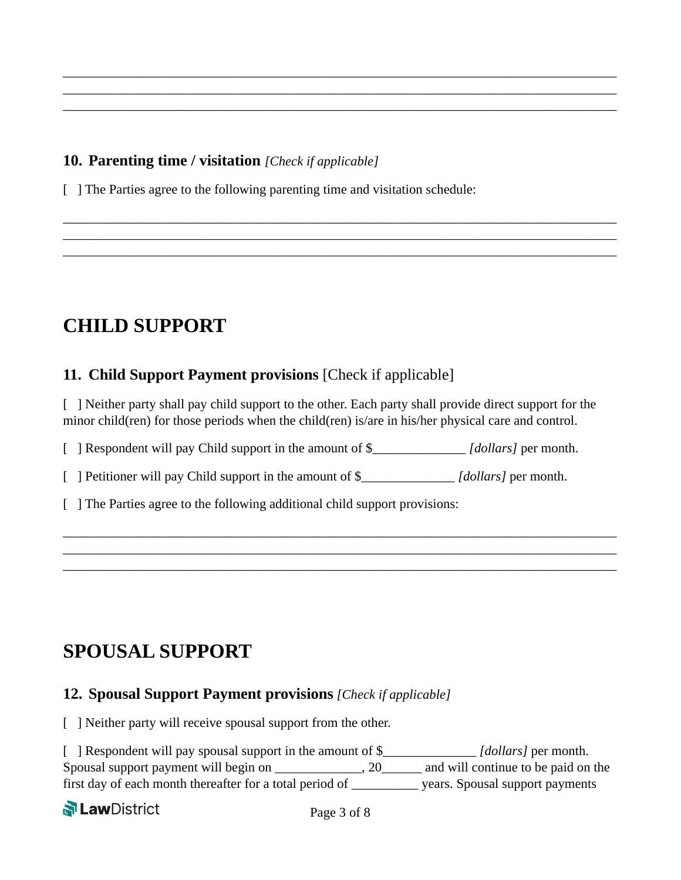\_\_\_\_\_\_\_\_\_\_\_\_\_\_\_\_\_\_\_\_\_\_\_\_\_\_\_\_\_\_\_\_\_\_\_\_\_\_\_\_\_\_\_\_\_\_\_\_\_\_\_\_\_\_\_\_\_\_\_\_\_\_\_\_\_\_\_\_\_\_\_\_\_\_\_\_\_\_
\_\_\_\_\_\_\_\_\_\_\_\_\_\_\_\_\_\_\_\_\_\_\_\_\_\_\_\_\_\_\_\_\_\_\_\_\_\_\_\_\_\_\_\_\_\_\_\_\_\_\_\_\_\_\_\_\_\_\_\_\_\_\_\_\_\_\_\_\_\_\_\_\_\_\_\_\_\_
\_\_\_\_\_\_\_\_\_\_\_\_\_\_\_\_\_\_\_\_\_\_\_\_\_\_\_\_\_\_\_\_\_\_\_\_\_\_\_\_\_\_\_\_\_\_\_\_\_\_\_\_\_\_\_\_\_\_\_\_\_\_\_\_\_\_\_\_\_\_\_\_\_\_\_\_\_\_

### 10. Parenting time / visitation *[Check if applicable]*

[ ] The Parties agree to the following parenting time and visitation schedule:

\_\_\_\_\_\_\_\_\_\_\_\_\_\_\_\_\_\_\_\_\_\_\_\_\_\_\_\_\_\_\_\_\_\_\_\_\_\_\_\_\_\_\_\_\_\_\_\_\_\_\_\_\_\_\_\_\_\_\_\_\_\_\_\_\_\_\_\_\_\_\_\_\_\_\_\_\_\_
\_\_\_\_\_\_\_\_\_\_\_\_\_\_\_\_\_\_\_\_\_\_\_\_\_\_\_\_\_\_\_\_\_\_\_\_\_\_\_\_\_\_\_\_\_\_\_\_\_\_\_\_\_\_\_\_\_\_\_\_\_\_\_\_\_\_\_\_\_\_\_\_\_\_\_\_\_\_
\_\_\_\_\_\_\_\_\_\_\_\_\_\_\_\_\_\_\_\_\_\_\_\_\_\_\_\_\_\_\_\_\_\_\_\_\_\_\_\_\_\_\_\_\_\_\_\_\_\_\_\_\_\_\_\_\_\_\_\_\_\_\_\_\_\_\_\_\_\_\_\_\_\_\_\_\_\_

## CHILD SUPPORT

### 11. Child Support Payment provisions [Check if applicable]

[ ] Neither party shall pay child support to the other. Each party shall provide direct support for the minor child(ren) for those periods when the child(ren) is/are in his/her physical care and control.

[ ] Respondent will pay Child support in the amount of $\_\_\_\_\_\_\_\_\_\_\_\_\_\_ *[dollars]* per month.

[ ] Petitioner will pay Child support in the amount of $\_\_\_\_\_\_\_\_\_\_\_\_\_\_ *[dollars]* per month.

[ ] The Parties agree to the following additional child support provisions:

\_\_\_\_\_\_\_\_\_\_\_\_\_\_\_\_\_\_\_\_\_\_\_\_\_\_\_\_\_\_\_\_\_\_\_\_\_\_\_\_\_\_\_\_\_\_\_\_\_\_\_\_\_\_\_\_\_\_\_\_\_\_\_\_\_\_\_\_\_\_\_\_\_\_\_\_\_\_
\_\_\_\_\_\_\_\_\_\_\_\_\_\_\_\_\_\_\_\_\_\_\_\_\_\_\_\_\_\_\_\_\_\_\_\_\_\_\_\_\_\_\_\_\_\_\_\_\_\_\_\_\_\_\_\_\_\_\_\_\_\_\_\_\_\_\_\_\_\_\_\_\_\_\_\_\_\_
\_\_\_\_\_\_\_\_\_\_\_\_\_\_\_\_\_\_\_\_\_\_\_\_\_\_\_\_\_\_\_\_\_\_\_\_\_\_\_\_\_\_\_\_\_\_\_\_\_\_\_\_\_\_\_\_\_\_\_\_\_\_\_\_\_\_\_\_\_\_\_\_\_\_\_\_\_\_

## SPOUSAL SUPPORT

### 12. Spousal Support Payment provisions *[Check if applicable]*

[ ] Neither party will receive spousal support from the other.

[ ] Respondent will pay spousal support in the amount of $\_\_\_\_\_\_\_\_\_\_\_\_\_\_ *[dollars]* per month. Spousal support payment will begin on \_\_\_\_\_\_\_\_\_\_\_\_\_, 20\_\_\_\_\_\_ and will continue to be paid on the first day of each month thereafter for a total period of \_\_\_\_\_\_\_\_\_\_ years. Spousal support payments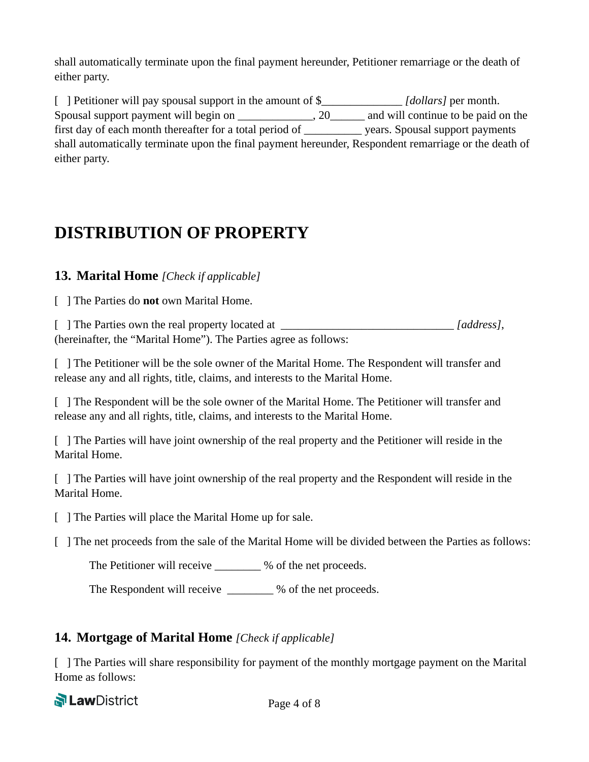shall automatically terminate upon the final payment hereunder, Petitioner remarriage or the death of either party.

[ ] Petitioner will pay spousal support in the amount of $______________ *[dollars]* per month. Spousal support payment will begin on _____________, 20______ and will continue to be paid on the first day of each month thereafter for a total period of __________ years. Spousal support payments shall automatically terminate upon the final payment hereunder, Respondent remarriage or the death of either party.

# DISTRIBUTION OF PROPERTY

## 13. Marital Home *[Check if applicable]*

[ ] The Parties do **not** own Marital Home.

[ ] The Parties own the real property located at ______________________________ *[address]*, (hereinafter, the "Marital Home"). The Parties agree as follows:

[ ] The Petitioner will be the sole owner of the Marital Home. The Respondent will transfer and release any and all rights, title, claims, and interests to the Marital Home.

[ ] The Respondent will be the sole owner of the Marital Home. The Petitioner will transfer and release any and all rights, title, claims, and interests to the Marital Home.

[ ] The Parties will have joint ownership of the real property and the Petitioner will reside in the Marital Home.

[ ] The Parties will have joint ownership of the real property and the Respondent will reside in the Marital Home.

[ ] The Parties will place the Marital Home up for sale.

[ ] The net proceeds from the sale of the Marital Home will be divided between the Parties as follows:

The Petitioner will receive ________ % of the net proceeds.

The Respondent will receive ________ % of the net proceeds.

## 14. Mortgage of Marital Home *[Check if applicable]*

[ ] The Parties will share responsibility for payment of the monthly mortgage payment on the Marital Home as follows: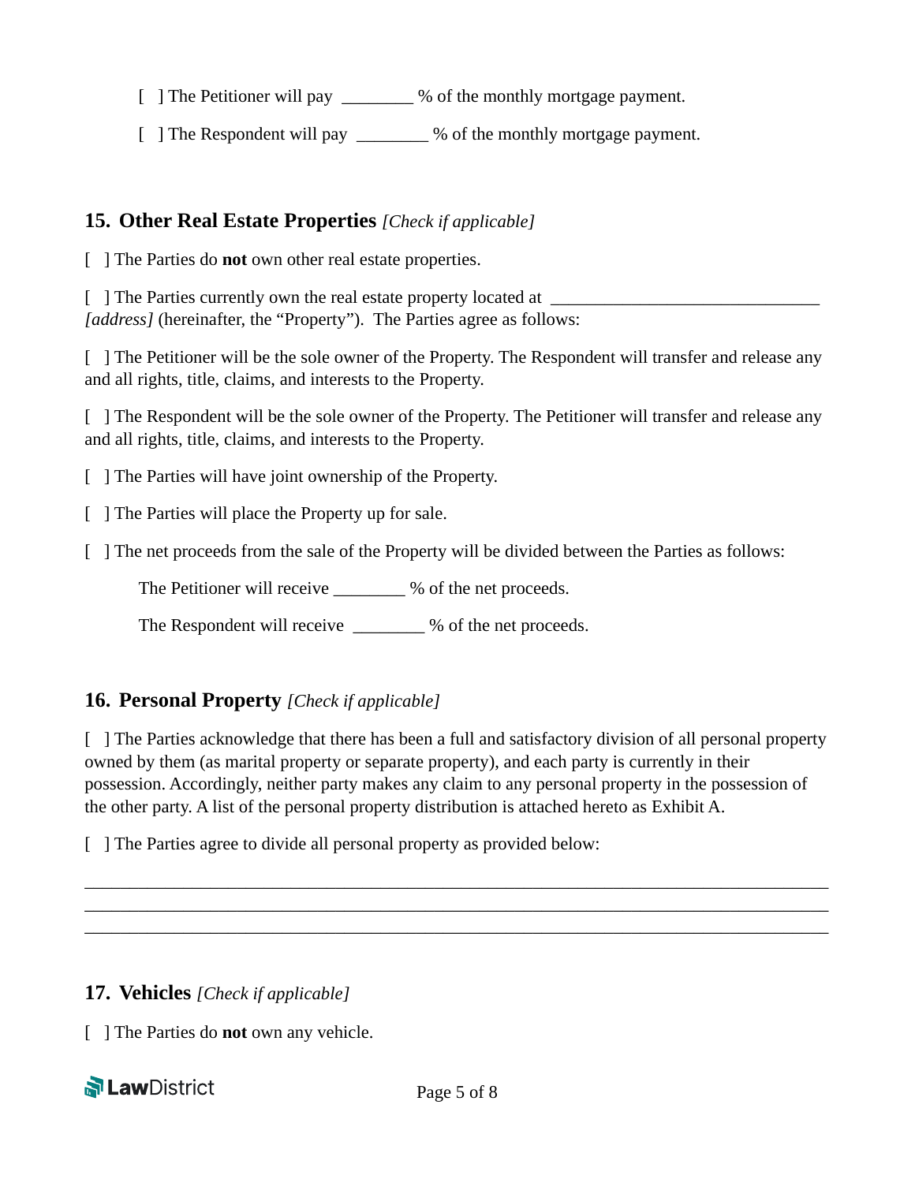[ ] The Petitioner will pay ________ % of the monthly mortgage payment.

[ ] The Respondent will pay ________ % of the monthly mortgage payment.

## 15. Other Real Estate Properties *[Check if applicable]*

[ ] The Parties do **not** own other real estate properties.

[ ] The Parties currently own the real estate property located at ______________________________ *[address]* (hereinafter, the “Property”). The Parties agree as follows:

[ ] The Petitioner will be the sole owner of the Property. The Respondent will transfer and release any and all rights, title, claims, and interests to the Property.

[ ] The Respondent will be the sole owner of the Property. The Petitioner will transfer and release any and all rights, title, claims, and interests to the Property.

[ ] The Parties will have joint ownership of the Property.

[ ] The Parties will place the Property up for sale.

[ ] The net proceeds from the sale of the Property will be divided between the Parties as follows:

The Petitioner will receive ________ % of the net proceeds.

The Respondent will receive ________ % of the net proceeds.

## 16. Personal Property *[Check if applicable]*

[ ] The Parties acknowledge that there has been a full and satisfactory division of all personal property owned by them (as marital property or separate property), and each party is currently in their possession. Accordingly, neither party makes any claim to any personal property in the possession of the other party. A list of the personal property distribution is attached hereto as Exhibit A.

[ ] The Parties agree to divide all personal property as provided below:

_______________________________________________________________________________
_______________________________________________________________________________
_______________________________________________________________________________

## 17. Vehicles *[Check if applicable]*

[ ] The Parties do **not** own any vehicle.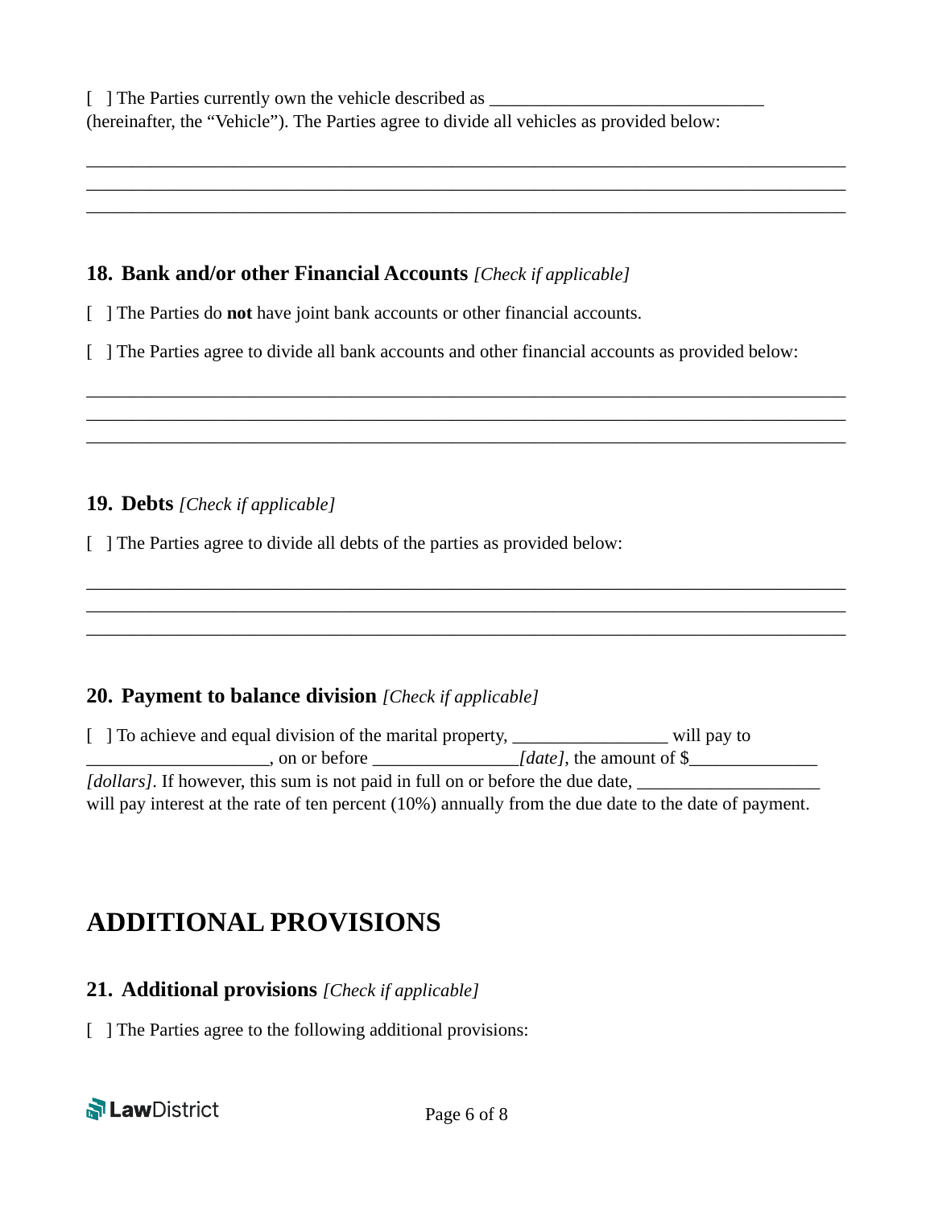[ ] The Parties currently own the vehicle described as ______________________________ (hereinafter, the "Vehicle"). The Parties agree to divide all vehicles as provided below:

_________________________________________________________________________________
_________________________________________________________________________________
_________________________________________________________________________________

### 18. Bank and/or other Financial Accounts *[Check if applicable]*

[ ] The Parties do **not** have joint bank accounts or other financial accounts.

[ ] The Parties agree to divide all bank accounts and other financial accounts as provided below:

_________________________________________________________________________________
_________________________________________________________________________________
_________________________________________________________________________________

### 19. Debts *[Check if applicable]*

[ ] The Parties agree to divide all debts of the parties as provided below:

_________________________________________________________________________________
_________________________________________________________________________________
_________________________________________________________________________________

### 20. Payment to balance division *[Check if applicable]*

[ ] To achieve and equal division of the marital property, _________________ will pay to ____________________, on or before ________________*[date]*, the amount of $______________ *[dollars]*. If however, this sum is not paid in full on or before the due date, ____________________ will pay interest at the rate of ten percent (10%) annually from the due date to the date of payment.

## ADDITIONAL PROVISIONS

### 21. Additional provisions *[Check if applicable]*

[ ] The Parties agree to the following additional provisions: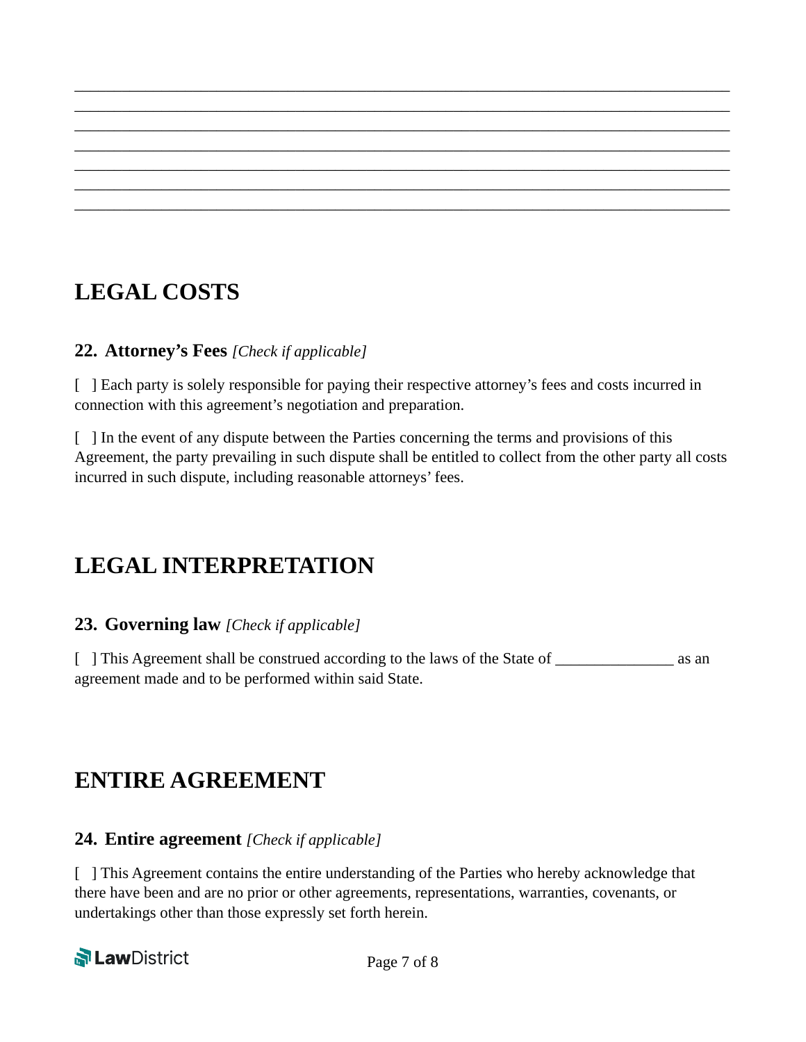\_\_\_\_\_\_\_\_\_\_\_\_\_\_\_\_\_\_\_\_\_\_\_\_\_\_\_\_\_\_\_\_\_\_\_\_\_\_\_\_\_\_\_\_\_\_\_\_\_\_\_\_\_\_\_\_\_\_\_\_\_\_\_\_\_\_\_\_\_\_\_\_\_\_\_\_\_\_\_\_
\_\_\_\_\_\_\_\_\_\_\_\_\_\_\_\_\_\_\_\_\_\_\_\_\_\_\_\_\_\_\_\_\_\_\_\_\_\_\_\_\_\_\_\_\_\_\_\_\_\_\_\_\_\_\_\_\_\_\_\_\_\_\_\_\_\_\_\_\_\_\_\_\_\_\_\_\_\_\_\_
\_\_\_\_\_\_\_\_\_\_\_\_\_\_\_\_\_\_\_\_\_\_\_\_\_\_\_\_\_\_\_\_\_\_\_\_\_\_\_\_\_\_\_\_\_\_\_\_\_\_\_\_\_\_\_\_\_\_\_\_\_\_\_\_\_\_\_\_\_\_\_\_\_\_\_\_\_\_\_\_
\_\_\_\_\_\_\_\_\_\_\_\_\_\_\_\_\_\_\_\_\_\_\_\_\_\_\_\_\_\_\_\_\_\_\_\_\_\_\_\_\_\_\_\_\_\_\_\_\_\_\_\_\_\_\_\_\_\_\_\_\_\_\_\_\_\_\_\_\_\_\_\_\_\_\_\_\_\_\_\_
\_\_\_\_\_\_\_\_\_\_\_\_\_\_\_\_\_\_\_\_\_\_\_\_\_\_\_\_\_\_\_\_\_\_\_\_\_\_\_\_\_\_\_\_\_\_\_\_\_\_\_\_\_\_\_\_\_\_\_\_\_\_\_\_\_\_\_\_\_\_\_\_\_\_\_\_\_\_\_\_
\_\_\_\_\_\_\_\_\_\_\_\_\_\_\_\_\_\_\_\_\_\_\_\_\_\_\_\_\_\_\_\_\_\_\_\_\_\_\_\_\_\_\_\_\_\_\_\_\_\_\_\_\_\_\_\_\_\_\_\_\_\_\_\_\_\_\_\_\_\_\_\_\_\_\_\_\_\_\_\_
\_\_\_\_\_\_\_\_\_\_\_\_\_\_\_\_\_\_\_\_\_\_\_\_\_\_\_\_\_\_\_\_\_\_\_\_\_\_\_\_\_\_\_\_\_\_\_\_\_\_\_\_\_\_\_\_\_\_\_\_\_\_\_\_\_\_\_\_\_\_\_\_\_\_\_\_\_\_\_\_

# LEGAL COSTS

### 22. Attorney's Fees *[Check if applicable]*

[ ] Each party is solely responsible for paying their respective attorney's fees and costs incurred in connection with this agreement's negotiation and preparation.

[ ] In the event of any dispute between the Parties concerning the terms and provisions of this Agreement, the party prevailing in such dispute shall be entitled to collect from the other party all costs incurred in such dispute, including reasonable attorneys' fees.

# LEGAL INTERPRETATION

### 23. Governing law *[Check if applicable]*

[ ] This Agreement shall be construed according to the laws of the State of _______________ as an agreement made and to be performed within said State.

# ENTIRE AGREEMENT

### 24. Entire agreement *[Check if applicable]*

[ ] This Agreement contains the entire understanding of the Parties who hereby acknowledge that there have been and are no prior or other agreements, representations, warranties, covenants, or undertakings other than those expressly set forth herein.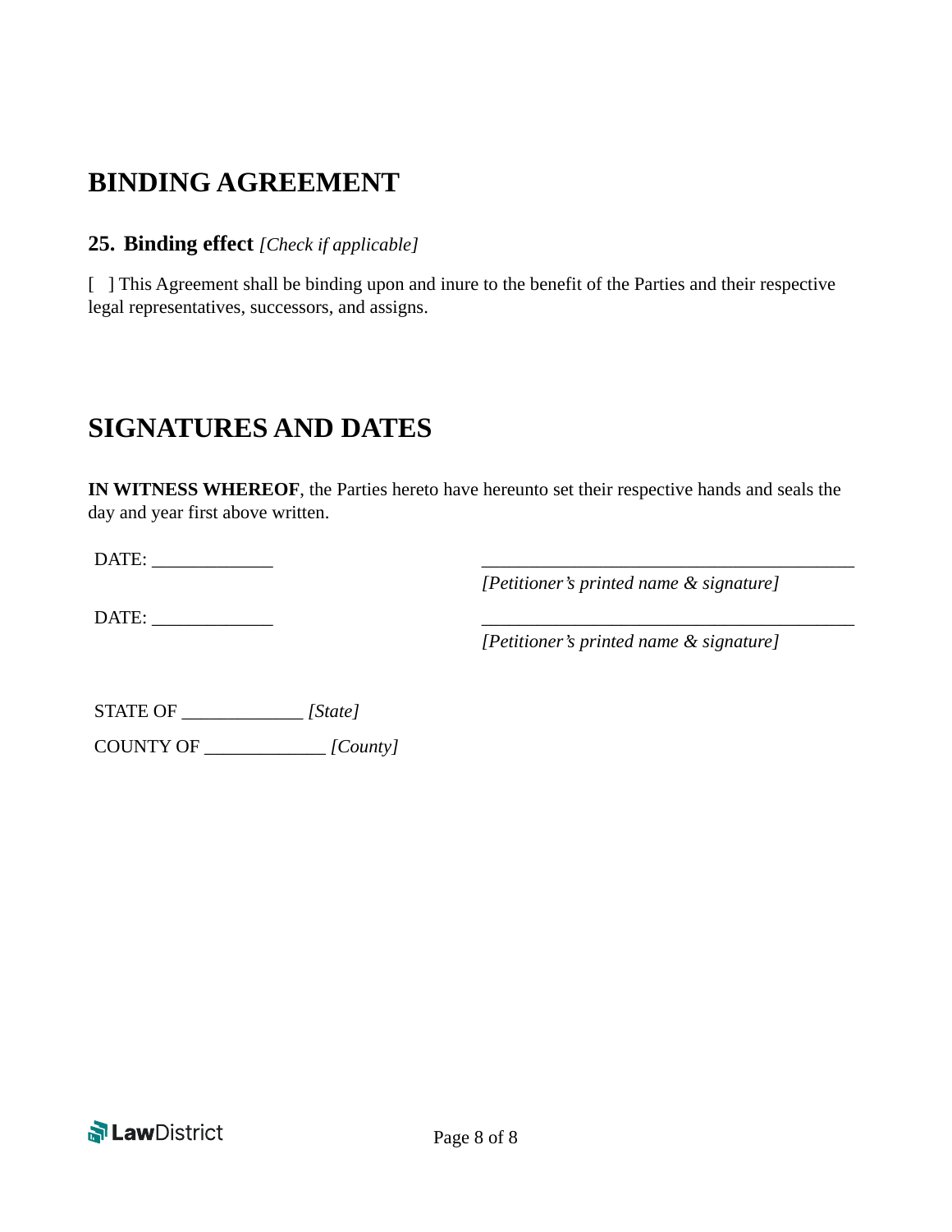## BINDING AGREEMENT

### 25. Binding effect *[Check if applicable]*

[ ] This Agreement shall be binding upon and inure to the benefit of the Parties and their respective legal representatives, successors, and assigns.

## SIGNATURES AND DATES

**IN WITNESS WHEREOF**, the Parties hereto have hereunto set their respective hands and seals the day and year first above written.

DATE: _____________ ________________________________________
*[Petitioner's printed name & signature]*

DATE: _____________ ________________________________________
*[Petitioner's printed name & signature]*

STATE OF _____________ *[State]*

COUNTY OF _____________ *[County]*